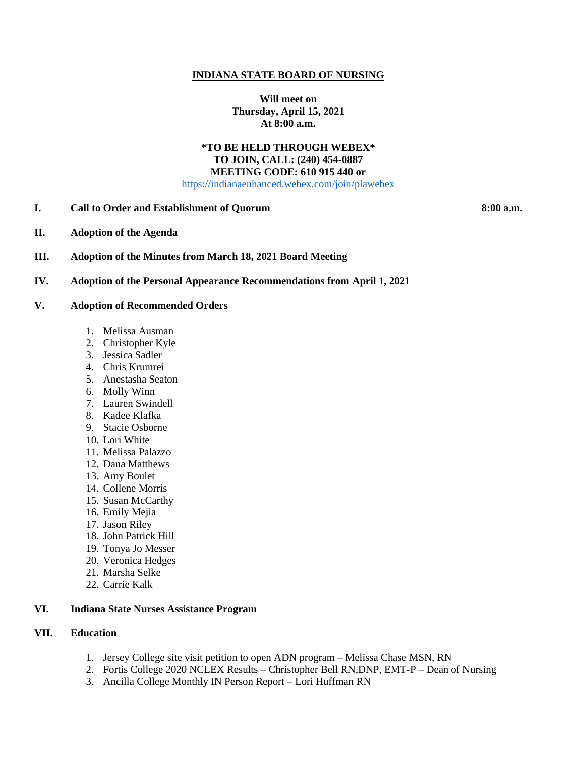# INDIANA STATE BOARD OF NURSING

**Will meet on**
**Thursday, April 15, 2021**
**At 8:00 a.m.**

**\*TO BE HELD THROUGH WEBEX\***
**TO JOIN, CALL: (240) 454-0887**
**MEETING CODE: 610 915 440 or**
https://indianaenhanced.webex.com/join/plawebex

## I. Call to Order and Establishment of Quorum — 8:00 a.m.

## II. Adoption of the Agenda

## III. Adoption of the Minutes from March 18, 2021 Board Meeting

## IV. Adoption of the Personal Appearance Recommendations from April 1, 2021

## V. Adoption of Recommended Orders

1. Melissa Ausman
2. Christopher Kyle
3. Jessica Sadler
4. Chris Krumrei
5. Anestasha Seaton
6. Molly Winn
7. Lauren Swindell
8. Kadee Klafka
9. Stacie Osborne
10. Lori White
11. Melissa Palazzo
12. Dana Matthews
13. Amy Boulet
14. Collene Morris
15. Susan McCarthy
16. Emily Mejia
17. Jason Riley
18. John Patrick Hill
19. Tonya Jo Messer
20. Veronica Hedges
21. Marsha Selke
22. Carrie Kalk

## VI. Indiana State Nurses Assistance Program

## VII. Education

1. Jersey College site visit petition to open ADN program – Melissa Chase MSN, RN
2. Fortis College 2020 NCLEX Results – Christopher Bell RN,DNP, EMT-P – Dean of Nursing
3. Ancilla College Monthly IN Person Report – Lori Huffman RN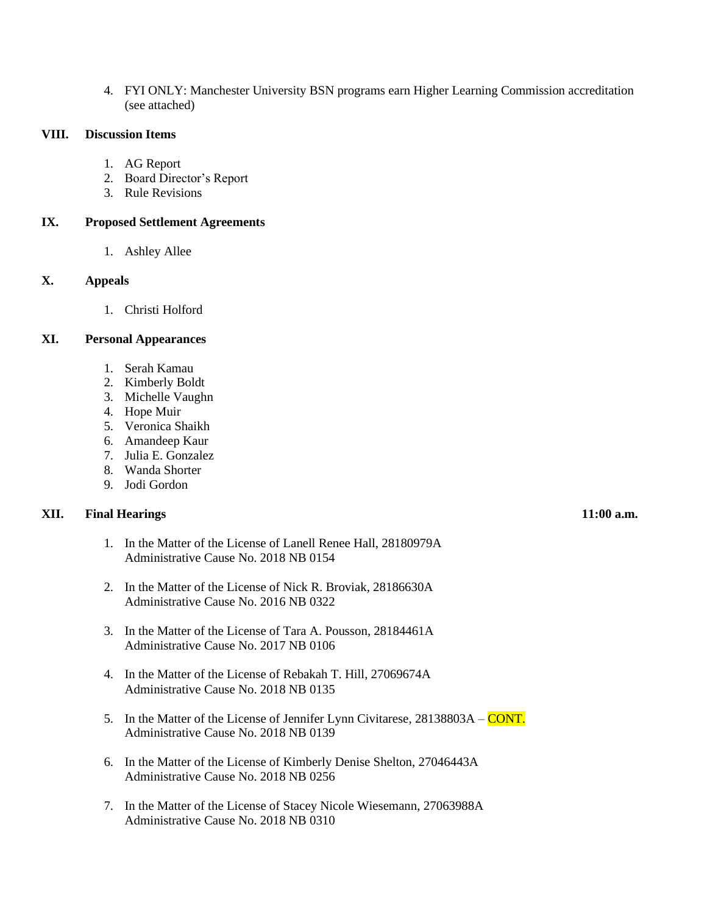4. FYI ONLY: Manchester University BSN programs earn Higher Learning Commission accreditation (see attached)

## VIII. Discussion Items

1. AG Report
2. Board Director's Report
3. Rule Revisions

## IX. Proposed Settlement Agreements

1. Ashley Allee

## X. Appeals

1. Christi Holford

## XI. Personal Appearances

1. Serah Kamau
2. Kimberly Boldt
3. Michelle Vaughn
4. Hope Muir
5. Veronica Shaikh
6. Amandeep Kaur
7. Julia E. Gonzalez
8. Wanda Shorter
9. Jodi Gordon

## XII. Final Hearings **11:00 a.m.**

1. In the Matter of the License of Lanell Renee Hall, 28180979A
   Administrative Cause No. 2018 NB 0154

2. In the Matter of the License of Nick R. Broviak, 28186630A
   Administrative Cause No. 2016 NB 0322

3. In the Matter of the License of Tara A. Pousson, 28184461A
   Administrative Cause No. 2017 NB 0106

4. In the Matter of the License of Rebakah T. Hill, 27069674A
   Administrative Cause No. 2018 NB 0135

5. In the Matter of the License of Jennifer Lynn Civitarese, 28138803A – CONT.
   Administrative Cause No. 2018 NB 0139

6. In the Matter of the License of Kimberly Denise Shelton, 27046443A
   Administrative Cause No. 2018 NB 0256

7. In the Matter of the License of Stacey Nicole Wiesemann, 27063988A
   Administrative Cause No. 2018 NB 0310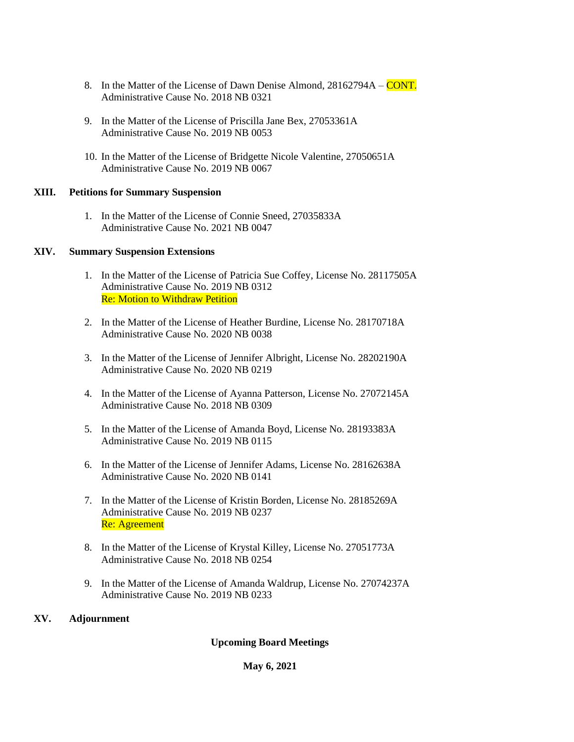8. In the Matter of the License of Dawn Denise Almond, 28162794A – CONT.
   Administrative Cause No. 2018 NB 0321

9. In the Matter of the License of Priscilla Jane Bex, 27053361A
   Administrative Cause No. 2019 NB 0053

10. In the Matter of the License of Bridgette Nicole Valentine, 27050651A
    Administrative Cause No. 2019 NB 0067

## XIII. Petitions for Summary Suspension

1. In the Matter of the License of Connie Sneed, 27035833A
   Administrative Cause No. 2021 NB 0047

## XIV. Summary Suspension Extensions

1. In the Matter of the License of Patricia Sue Coffey, License No. 28117505A
   Administrative Cause No. 2019 NB 0312
   Re: Motion to Withdraw Petition

2. In the Matter of the License of Heather Burdine, License No. 28170718A
   Administrative Cause No. 2020 NB 0038

3. In the Matter of the License of Jennifer Albright, License No. 28202190A
   Administrative Cause No. 2020 NB 0219

4. In the Matter of the License of Ayanna Patterson, License No. 27072145A
   Administrative Cause No. 2018 NB 0309

5. In the Matter of the License of Amanda Boyd, License No. 28193383A
   Administrative Cause No. 2019 NB 0115

6. In the Matter of the License of Jennifer Adams, License No. 28162638A
   Administrative Cause No. 2020 NB 0141

7. In the Matter of the License of Kristin Borden, License No. 28185269A
   Administrative Cause No. 2019 NB 0237
   Re: Agreement

8. In the Matter of the License of Krystal Killey, License No. 27051773A
   Administrative Cause No. 2018 NB 0254

9. In the Matter of the License of Amanda Waldrup, License No. 27074237A
   Administrative Cause No. 2019 NB 0233

## XV. Adjournment

**Upcoming Board Meetings**

**May 6, 2021**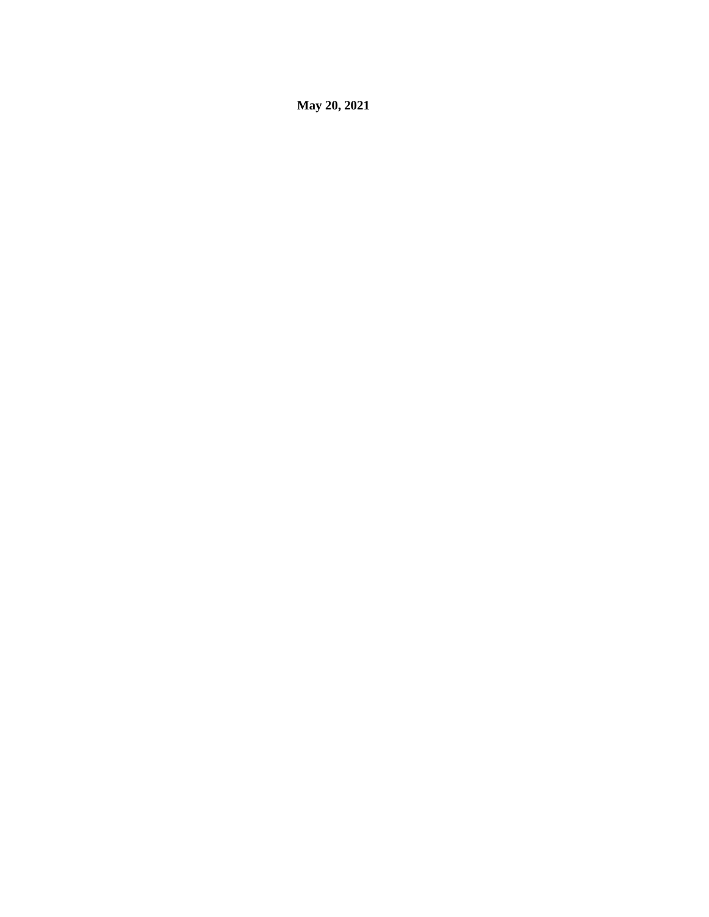**May 20, 2021**